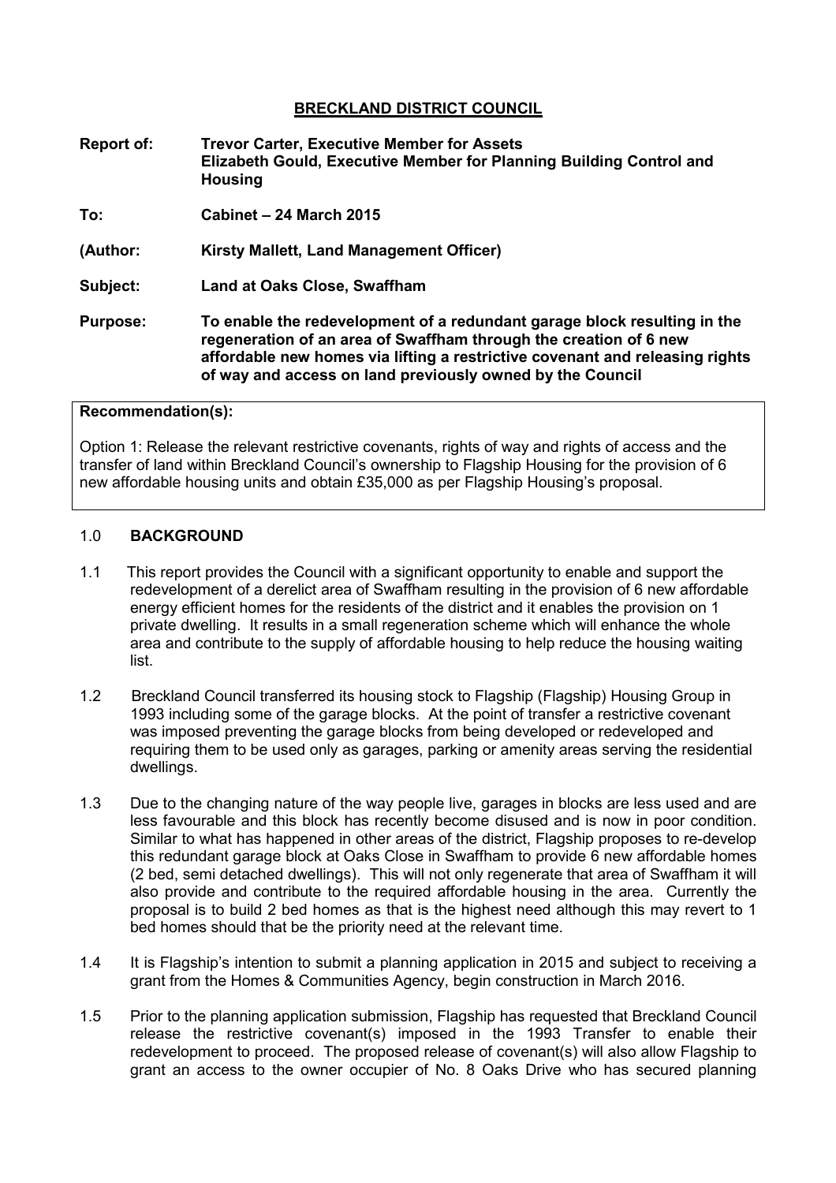**BRECKLAND DISTRICT COUNCIL**

**Report of:** **Trevor Carter, Executive Member for Assets**
**Elizabeth Gould, Executive Member for Planning Building Control and Housing**

**To:** **Cabinet – 24 March 2015**

**(Author:** **Kirsty Mallett, Land Management Officer)**

**Subject:** **Land at Oaks Close, Swaffham**

**Purpose:** **To enable the redevelopment of a redundant garage block resulting in the regeneration of an area of Swaffham through the creation of 6 new affordable new homes via lifting a restrictive covenant and releasing rights of way and access on land previously owned by the Council**

**Recommendation(s):**

Option 1: Release the relevant restrictive covenants, rights of way and rights of access and the transfer of land within Breckland Council's ownership to Flagship Housing for the provision of 6 new affordable housing units and obtain £35,000 as per Flagship Housing's proposal.

## 1.0 BACKGROUND

1.1 This report provides the Council with a significant opportunity to enable and support the redevelopment of a derelict area of Swaffham resulting in the provision of 6 new affordable energy efficient homes for the residents of the district and it enables the provision on 1 private dwelling. It results in a small regeneration scheme which will enhance the whole area and contribute to the supply of affordable housing to help reduce the housing waiting list.

1.2 Breckland Council transferred its housing stock to Flagship (Flagship) Housing Group in 1993 including some of the garage blocks. At the point of transfer a restrictive covenant was imposed preventing the garage blocks from being developed or redeveloped and requiring them to be used only as garages, parking or amenity areas serving the residential dwellings.

1.3 Due to the changing nature of the way people live, garages in blocks are less used and are less favourable and this block has recently become disused and is now in poor condition. Similar to what has happened in other areas of the district, Flagship proposes to re-develop this redundant garage block at Oaks Close in Swaffham to provide 6 new affordable homes (2 bed, semi detached dwellings). This will not only regenerate that area of Swaffham it will also provide and contribute to the required affordable housing in the area. Currently the proposal is to build 2 bed homes as that is the highest need although this may revert to 1 bed homes should that be the priority need at the relevant time.

1.4 It is Flagship's intention to submit a planning application in 2015 and subject to receiving a grant from the Homes & Communities Agency, begin construction in March 2016.

1.5 Prior to the planning application submission, Flagship has requested that Breckland Council release the restrictive covenant(s) imposed in the 1993 Transfer to enable their redevelopment to proceed. The proposed release of covenant(s) will also allow Flagship to grant an access to the owner occupier of No. 8 Oaks Drive who has secured planning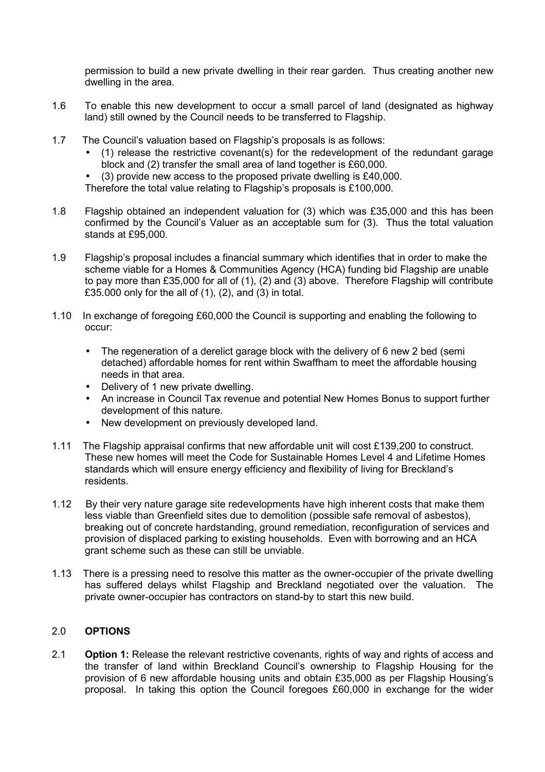permission to build a new private dwelling in their rear garden. Thus creating another new dwelling in the area.

1.6 To enable this new development to occur a small parcel of land (designated as highway land) still owned by the Council needs to be transferred to Flagship.

1.7 The Council's valuation based on Flagship's proposals is as follows:

- (1) release the restrictive covenant(s) for the redevelopment of the redundant garage block and (2) transfer the small area of land together is £60,000.
- (3) provide new access to the proposed private dwelling is £40,000.

Therefore the total value relating to Flagship's proposals is £100,000.

1.8 Flagship obtained an independent valuation for (3) which was £35,000 and this has been confirmed by the Council's Valuer as an acceptable sum for (3). Thus the total valuation stands at £95,000.

1.9 Flagship's proposal includes a financial summary which identifies that in order to make the scheme viable for a Homes & Communities Agency (HCA) funding bid Flagship are unable to pay more than £35,000 for all of (1), (2) and (3) above. Therefore Flagship will contribute £35.000 only for the all of (1), (2), and (3) in total.

1.10 In exchange of foregoing £60,000 the Council is supporting and enabling the following to occur:

- The regeneration of a derelict garage block with the delivery of 6 new 2 bed (semi detached) affordable homes for rent within Swaffham to meet the affordable housing needs in that area.
- Delivery of 1 new private dwelling.
- An increase in Council Tax revenue and potential New Homes Bonus to support further development of this nature.
- New development on previously developed land.

1.11 The Flagship appraisal confirms that new affordable unit will cost £139,200 to construct. These new homes will meet the Code for Sustainable Homes Level 4 and Lifetime Homes standards which will ensure energy efficiency and flexibility of living for Breckland's residents.

1.12 By their very nature garage site redevelopments have high inherent costs that make them less viable than Greenfield sites due to demolition (possible safe removal of asbestos), breaking out of concrete hardstanding, ground remediation, reconfiguration of services and provision of displaced parking to existing households. Even with borrowing and an HCA grant scheme such as these can still be unviable.

1.13 There is a pressing need to resolve this matter as the owner-occupier of the private dwelling has suffered delays whilst Flagship and Breckland negotiated over the valuation. The private owner-occupier has contractors on stand-by to start this new build.

## 2.0 OPTIONS

2.1 **Option 1:** Release the relevant restrictive covenants, rights of way and rights of access and the transfer of land within Breckland Council's ownership to Flagship Housing for the provision of 6 new affordable housing units and obtain £35,000 as per Flagship Housing's proposal. In taking this option the Council foregoes £60,000 in exchange for the wider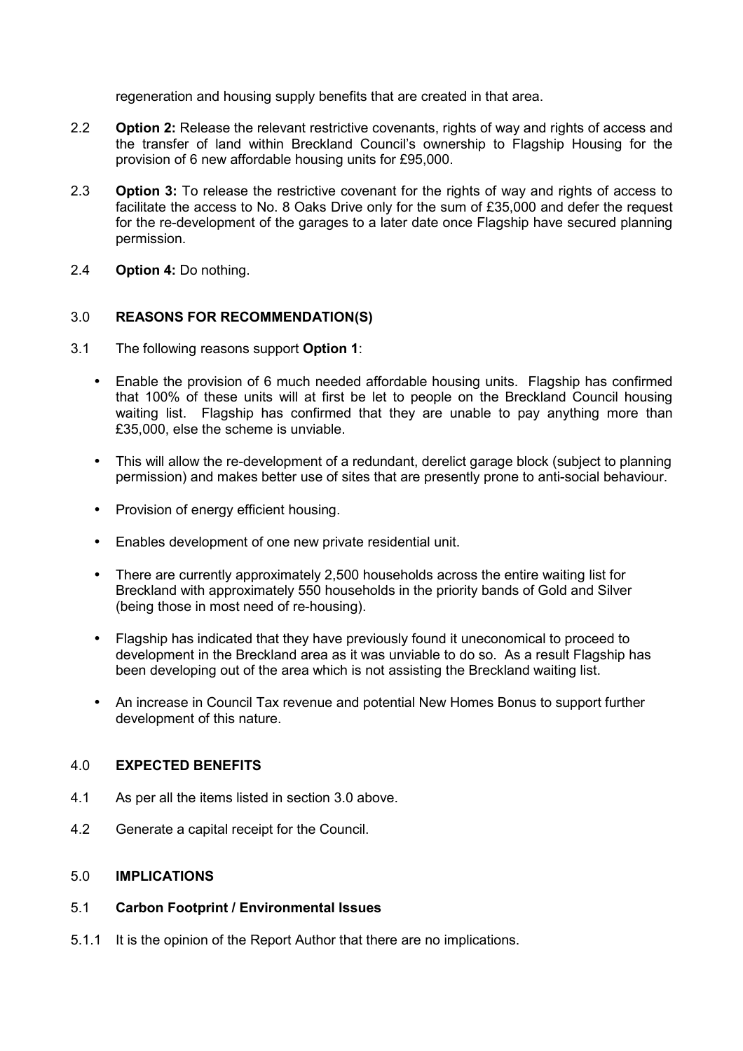regeneration and housing supply benefits that are created in that area.

2.2 **Option 2:** Release the relevant restrictive covenants, rights of way and rights of access and the transfer of land within Breckland Council's ownership to Flagship Housing for the provision of 6 new affordable housing units for £95,000.

2.3 **Option 3:** To release the restrictive covenant for the rights of way and rights of access to facilitate the access to No. 8 Oaks Drive only for the sum of £35,000 and defer the request for the re-development of the garages to a later date once Flagship have secured planning permission.

2.4 **Option 4:** Do nothing.

## 3.0 REASONS FOR RECOMMENDATION(S)

3.1 The following reasons support **Option 1**:

- Enable the provision of 6 much needed affordable housing units. Flagship has confirmed that 100% of these units will at first be let to people on the Breckland Council housing waiting list. Flagship has confirmed that they are unable to pay anything more than £35,000, else the scheme is unviable.
- This will allow the re-development of a redundant, derelict garage block (subject to planning permission) and makes better use of sites that are presently prone to anti-social behaviour.
- Provision of energy efficient housing.
- Enables development of one new private residential unit.
- There are currently approximately 2,500 households across the entire waiting list for Breckland with approximately 550 households in the priority bands of Gold and Silver (being those in most need of re-housing).
- Flagship has indicated that they have previously found it uneconomical to proceed to development in the Breckland area as it was unviable to do so. As a result Flagship has been developing out of the area which is not assisting the Breckland waiting list.
- An increase in Council Tax revenue and potential New Homes Bonus to support further development of this nature.

## 4.0 EXPECTED BENEFITS

4.1 As per all the items listed in section 3.0 above.

4.2 Generate a capital receipt for the Council.

## 5.0 IMPLICATIONS

### 5.1 Carbon Footprint / Environmental Issues

5.1.1 It is the opinion of the Report Author that there are no implications.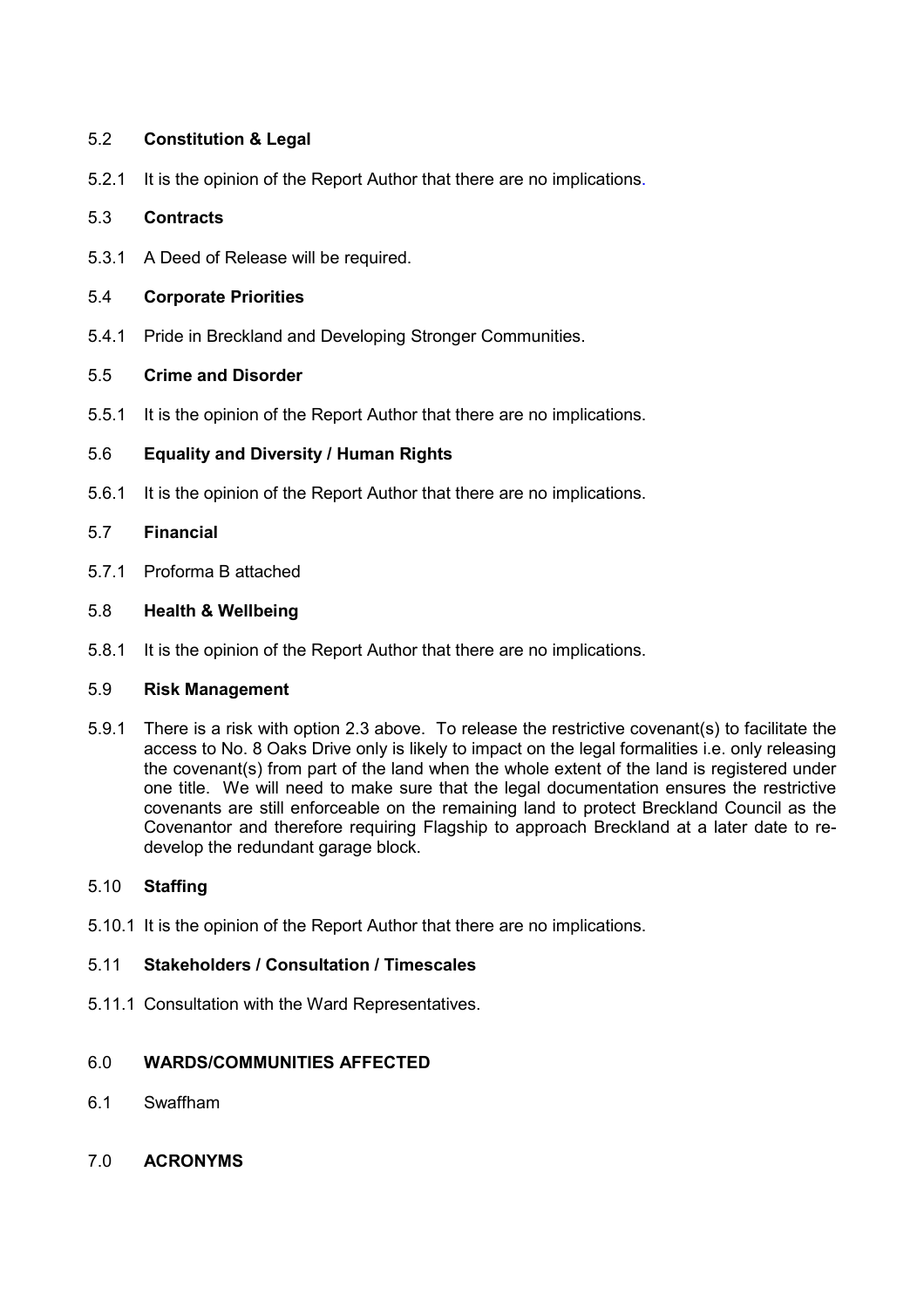### 5.2 **Constitution & Legal**

5.2.1 It is the opinion of the Report Author that there are no implications.

### 5.3 **Contracts**

5.3.1 A Deed of Release will be required.

### 5.4 **Corporate Priorities**

5.4.1 Pride in Breckland and Developing Stronger Communities.

### 5.5 **Crime and Disorder**

5.5.1 It is the opinion of the Report Author that there are no implications.

### 5.6 **Equality and Diversity / Human Rights**

5.6.1 It is the opinion of the Report Author that there are no implications.

### 5.7 **Financial**

5.7.1 Proforma B attached

### 5.8 **Health & Wellbeing**

5.8.1 It is the opinion of the Report Author that there are no implications.

### 5.9 **Risk Management**

5.9.1 There is a risk with option 2.3 above. To release the restrictive covenant(s) to facilitate the access to No. 8 Oaks Drive only is likely to impact on the legal formalities i.e. only releasing the covenant(s) from part of the land when the whole extent of the land is registered under one title. We will need to make sure that the legal documentation ensures the restrictive covenants are still enforceable on the remaining land to protect Breckland Council as the Covenantor and therefore requiring Flagship to approach Breckland at a later date to re-develop the redundant garage block.

### 5.10 **Staffing**

5.10.1 It is the opinion of the Report Author that there are no implications.

### 5.11 **Stakeholders / Consultation / Timescales**

5.11.1 Consultation with the Ward Representatives.

## 6.0 **WARDS/COMMUNITIES AFFECTED**

6.1 Swaffham

## 7.0 **ACRONYMS**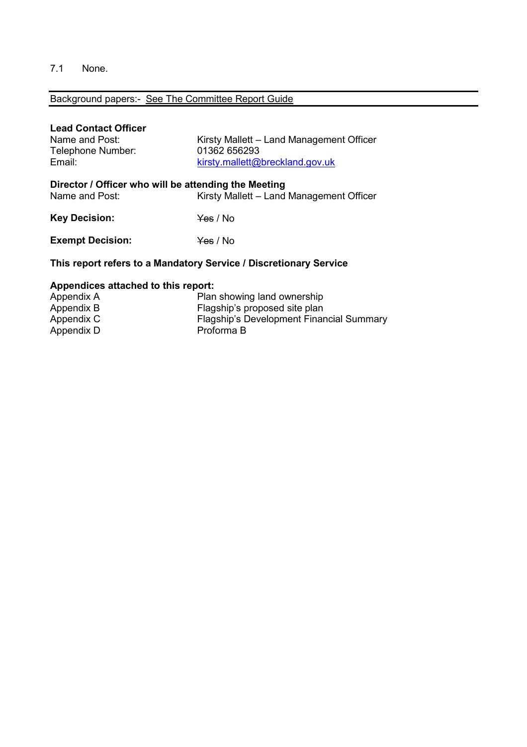7.1 None.

Background papers:- See The Committee Report Guide

**Lead Contact Officer**

Name and Post: Kirsty Mallett – Land Management Officer
Telephone Number: 01362 656293
Email: kirsty.mallett@breckland.gov.uk

**Director / Officer who will be attending the Meeting**

Name and Post: Kirsty Mallett – Land Management Officer

**Key Decision:** ~~Yes~~ / No

**Exempt Decision:** ~~Yes~~ / No

**This report refers to a Mandatory Service / Discretionary Service**

**Appendices attached to this report:**

| | |
|---|---|
| Appendix A | Plan showing land ownership |
| Appendix B | Flagship's proposed site plan |
| Appendix C | Flagship's Development Financial Summary |
| Appendix D | Proforma B |